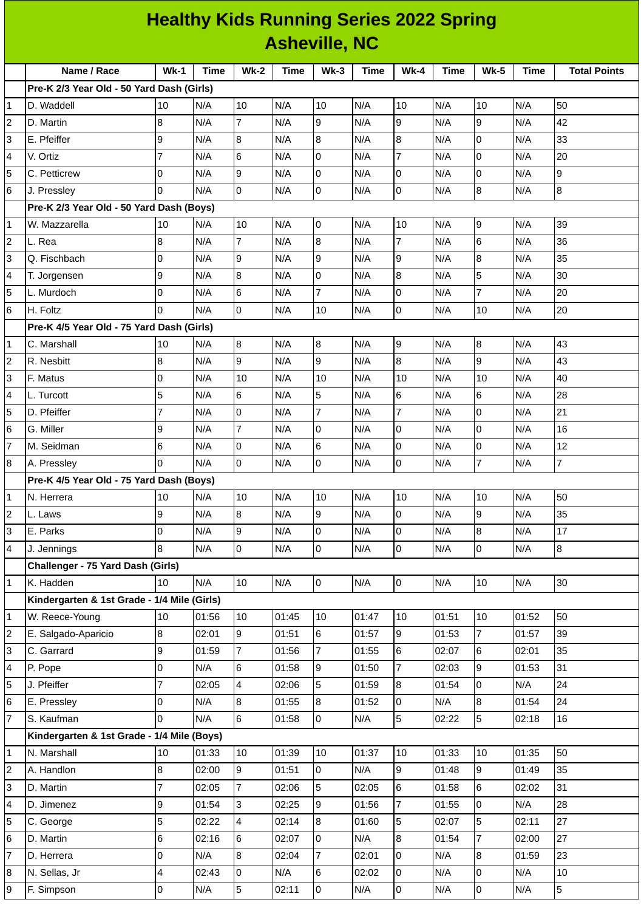# Healthy Kids Running Series 2022 Spring
## Asheville, NC

| | Name / Race | Wk-1 | Time | Wk-2 | Time | Wk-3 | Time | Wk-4 | Time | Wk-5 | Time | Total Points |
|---|---|---|---|---|---|---|---|---|---|---|---|---|
| | **Pre-K 2/3 Year Old - 50 Yard Dash (Girls)** | | | | | | | | | | | |
| 1 | D. Waddell | 10 | N/A | 10 | N/A | 10 | N/A | 10 | N/A | 10 | N/A | 50 |
| 2 | D. Martin | 8 | N/A | 7 | N/A | 9 | N/A | 9 | N/A | 9 | N/A | 42 |
| 3 | E. Pfeiffer | 9 | N/A | 8 | N/A | 8 | N/A | 8 | N/A | 0 | N/A | 33 |
| 4 | V. Ortiz | 7 | N/A | 6 | N/A | 0 | N/A | 7 | N/A | 0 | N/A | 20 |
| 5 | C. Petticrew | 0 | N/A | 9 | N/A | 0 | N/A | 0 | N/A | 0 | N/A | 9 |
| 6 | J. Pressley | 0 | N/A | 0 | N/A | 0 | N/A | 0 | N/A | 8 | N/A | 8 |
| | **Pre-K 2/3 Year Old - 50 Yard Dash (Boys)** | | | | | | | | | | | |
| 1 | W. Mazzarella | 10 | N/A | 10 | N/A | 0 | N/A | 10 | N/A | 9 | N/A | 39 |
| 2 | L. Rea | 8 | N/A | 7 | N/A | 8 | N/A | 7 | N/A | 6 | N/A | 36 |
| 3 | Q. Fischbach | 0 | N/A | 9 | N/A | 9 | N/A | 9 | N/A | 8 | N/A | 35 |
| 4 | T. Jorgensen | 9 | N/A | 8 | N/A | 0 | N/A | 8 | N/A | 5 | N/A | 30 |
| 5 | L. Murdoch | 0 | N/A | 6 | N/A | 7 | N/A | 0 | N/A | 7 | N/A | 20 |
| 6 | H. Foltz | 0 | N/A | 0 | N/A | 10 | N/A | 0 | N/A | 10 | N/A | 20 |
| | **Pre-K 4/5 Year Old - 75 Yard Dash (Girls)** | | | | | | | | | | | |
| 1 | C. Marshall | 10 | N/A | 8 | N/A | 8 | N/A | 9 | N/A | 8 | N/A | 43 |
| 2 | R. Nesbitt | 8 | N/A | 9 | N/A | 9 | N/A | 8 | N/A | 9 | N/A | 43 |
| 3 | F. Matus | 0 | N/A | 10 | N/A | 10 | N/A | 10 | N/A | 10 | N/A | 40 |
| 4 | L. Turcott | 5 | N/A | 6 | N/A | 5 | N/A | 6 | N/A | 6 | N/A | 28 |
| 5 | D. Pfeiffer | 7 | N/A | 0 | N/A | 7 | N/A | 7 | N/A | 0 | N/A | 21 |
| 6 | G. Miller | 9 | N/A | 7 | N/A | 0 | N/A | 0 | N/A | 0 | N/A | 16 |
| 7 | M. Seidman | 6 | N/A | 0 | N/A | 6 | N/A | 0 | N/A | 0 | N/A | 12 |
| 8 | A. Pressley | 0 | N/A | 0 | N/A | 0 | N/A | 0 | N/A | 7 | N/A | 7 |
| | **Pre-K 4/5 Year Old - 75 Yard Dash (Boys)** | | | | | | | | | | | |
| 1 | N. Herrera | 10 | N/A | 10 | N/A | 10 | N/A | 10 | N/A | 10 | N/A | 50 |
| 2 | L. Laws | 9 | N/A | 8 | N/A | 9 | N/A | 0 | N/A | 9 | N/A | 35 |
| 3 | E. Parks | 0 | N/A | 9 | N/A | 0 | N/A | 0 | N/A | 8 | N/A | 17 |
| 4 | J. Jennings | 8 | N/A | 0 | N/A | 0 | N/A | 0 | N/A | 0 | N/A | 8 |
| | **Challenger - 75 Yard Dash (Girls)** | | | | | | | | | | | |
| 1 | K. Hadden | 10 | N/A | 10 | N/A | 0 | N/A | 0 | N/A | 10 | N/A | 30 |
| | **Kindergarten & 1st Grade - 1/4 Mile (Girls)** | | | | | | | | | | | |
| 1 | W. Reece-Young | 10 | 01:56 | 10 | 01:45 | 10 | 01:47 | 10 | 01:51 | 10 | 01:52 | 50 |
| 2 | E. Salgado-Aparicio | 8 | 02:01 | 9 | 01:51 | 6 | 01:57 | 9 | 01:53 | 7 | 01:57 | 39 |
| 3 | C. Garrard | 9 | 01:59 | 7 | 01:56 | 7 | 01:55 | 6 | 02:07 | 6 | 02:01 | 35 |
| 4 | P. Pope | 0 | N/A | 6 | 01:58 | 9 | 01:50 | 7 | 02:03 | 9 | 01:53 | 31 |
| 5 | J. Pfeiffer | 7 | 02:05 | 4 | 02:06 | 5 | 01:59 | 8 | 01:54 | 0 | N/A | 24 |
| 6 | E. Pressley | 0 | N/A | 8 | 01:55 | 8 | 01:52 | 0 | N/A | 8 | 01:54 | 24 |
| 7 | S. Kaufman | 0 | N/A | 6 | 01:58 | 0 | N/A | 5 | 02:22 | 5 | 02:18 | 16 |
| | **Kindergarten & 1st Grade - 1/4 Mile (Boys)** | | | | | | | | | | | |
| 1 | N. Marshall | 10 | 01:33 | 10 | 01:39 | 10 | 01:37 | 10 | 01:33 | 10 | 01:35 | 50 |
| 2 | A. Handlon | 8 | 02:00 | 9 | 01:51 | 0 | N/A | 9 | 01:48 | 9 | 01:49 | 35 |
| 3 | D. Martin | 7 | 02:05 | 7 | 02:06 | 5 | 02:05 | 6 | 01:58 | 6 | 02:02 | 31 |
| 4 | D. Jimenez | 9 | 01:54 | 3 | 02:25 | 9 | 01:56 | 7 | 01:55 | 0 | N/A | 28 |
| 5 | C. George | 5 | 02:22 | 4 | 02:14 | 8 | 01:60 | 5 | 02:07 | 5 | 02:11 | 27 |
| 6 | D. Martin | 6 | 02:16 | 6 | 02:07 | 0 | N/A | 8 | 01:54 | 7 | 02:00 | 27 |
| 7 | D. Herrera | 0 | N/A | 8 | 02:04 | 7 | 02:01 | 0 | N/A | 8 | 01:59 | 23 |
| 8 | N. Sellas, Jr | 4 | 02:43 | 0 | N/A | 6 | 02:02 | 0 | N/A | 0 | N/A | 10 |
| 9 | F. Simpson | 0 | N/A | 5 | 02:11 | 0 | N/A | 0 | N/A | 0 | N/A | 5 |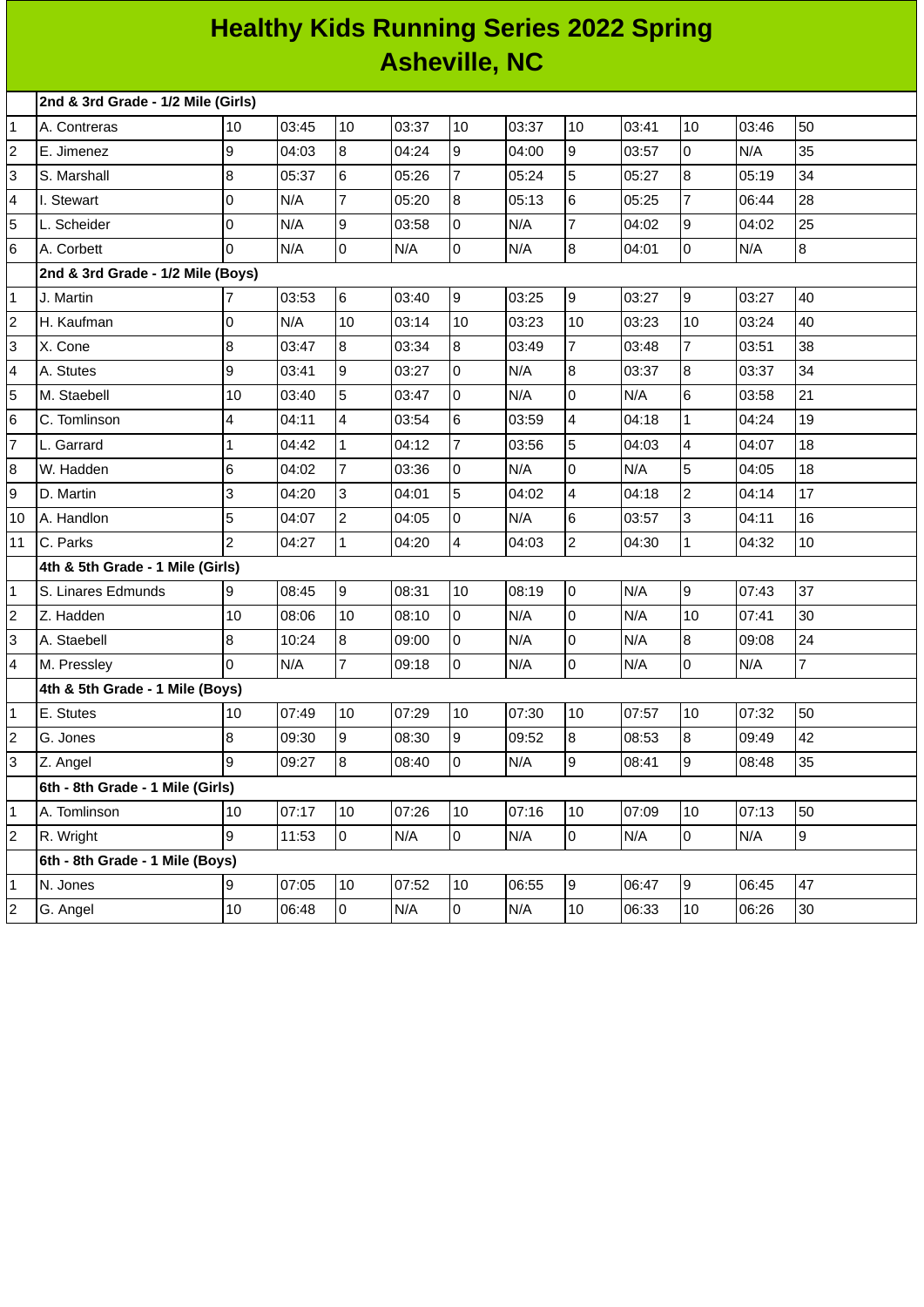# Healthy Kids Running Series 2022 Spring
## Asheville, NC

| | | | | | | | | | | | | |
|---|---|---|---|---|---|---|---|---|---|---|---|---|
| | **2nd & 3rd Grade - 1/2 Mile (Girls)** | | | | | | | | | | | |
| 1 | A. Contreras | 10 | 03:45 | 10 | 03:37 | 10 | 03:37 | 10 | 03:41 | 10 | 03:46 | 50 |
| 2 | E. Jimenez | 9 | 04:03 | 8 | 04:24 | 9 | 04:00 | 9 | 03:57 | 0 | N/A | 35 |
| 3 | S. Marshall | 8 | 05:37 | 6 | 05:26 | 7 | 05:24 | 5 | 05:27 | 8 | 05:19 | 34 |
| 4 | I. Stewart | 0 | N/A | 7 | 05:20 | 8 | 05:13 | 6 | 05:25 | 7 | 06:44 | 28 |
| 5 | L. Scheider | 0 | N/A | 9 | 03:58 | 0 | N/A | 7 | 04:02 | 9 | 04:02 | 25 |
| 6 | A. Corbett | 0 | N/A | 0 | N/A | 0 | N/A | 8 | 04:01 | 0 | N/A | 8 |
| | **2nd & 3rd Grade - 1/2 Mile (Boys)** | | | | | | | | | | | |
| 1 | J. Martin | 7 | 03:53 | 6 | 03:40 | 9 | 03:25 | 9 | 03:27 | 9 | 03:27 | 40 |
| 2 | H. Kaufman | 0 | N/A | 10 | 03:14 | 10 | 03:23 | 10 | 03:23 | 10 | 03:24 | 40 |
| 3 | X. Cone | 8 | 03:47 | 8 | 03:34 | 8 | 03:49 | 7 | 03:48 | 7 | 03:51 | 38 |
| 4 | A. Stutes | 9 | 03:41 | 9 | 03:27 | 0 | N/A | 8 | 03:37 | 8 | 03:37 | 34 |
| 5 | M. Staebell | 10 | 03:40 | 5 | 03:47 | 0 | N/A | 0 | N/A | 6 | 03:58 | 21 |
| 6 | C. Tomlinson | 4 | 04:11 | 4 | 03:54 | 6 | 03:59 | 4 | 04:18 | 1 | 04:24 | 19 |
| 7 | L. Garrard | 1 | 04:42 | 1 | 04:12 | 7 | 03:56 | 5 | 04:03 | 4 | 04:07 | 18 |
| 8 | W. Hadden | 6 | 04:02 | 7 | 03:36 | 0 | N/A | 0 | N/A | 5 | 04:05 | 18 |
| 9 | D. Martin | 3 | 04:20 | 3 | 04:01 | 5 | 04:02 | 4 | 04:18 | 2 | 04:14 | 17 |
| 10 | A. Handlon | 5 | 04:07 | 2 | 04:05 | 0 | N/A | 6 | 03:57 | 3 | 04:11 | 16 |
| 11 | C. Parks | 2 | 04:27 | 1 | 04:20 | 4 | 04:03 | 2 | 04:30 | 1 | 04:32 | 10 |
| | **4th & 5th Grade - 1 Mile (Girls)** | | | | | | | | | | | |
| 1 | S. Linares Edmunds | 9 | 08:45 | 9 | 08:31 | 10 | 08:19 | 0 | N/A | 9 | 07:43 | 37 |
| 2 | Z. Hadden | 10 | 08:06 | 10 | 08:10 | 0 | N/A | 0 | N/A | 10 | 07:41 | 30 |
| 3 | A. Staebell | 8 | 10:24 | 8 | 09:00 | 0 | N/A | 0 | N/A | 8 | 09:08 | 24 |
| 4 | M. Pressley | 0 | N/A | 7 | 09:18 | 0 | N/A | 0 | N/A | 0 | N/A | 7 |
| | **4th & 5th Grade - 1 Mile (Boys)** | | | | | | | | | | | |
| 1 | E. Stutes | 10 | 07:49 | 10 | 07:29 | 10 | 07:30 | 10 | 07:57 | 10 | 07:32 | 50 |
| 2 | G. Jones | 8 | 09:30 | 9 | 08:30 | 9 | 09:52 | 8 | 08:53 | 8 | 09:49 | 42 |
| 3 | Z. Angel | 9 | 09:27 | 8 | 08:40 | 0 | N/A | 9 | 08:41 | 9 | 08:48 | 35 |
| | **6th - 8th Grade - 1 Mile (Girls)** | | | | | | | | | | | |
| 1 | A. Tomlinson | 10 | 07:17 | 10 | 07:26 | 10 | 07:16 | 10 | 07:09 | 10 | 07:13 | 50 |
| 2 | R. Wright | 9 | 11:53 | 0 | N/A | 0 | N/A | 0 | N/A | 0 | N/A | 9 |
| | **6th - 8th Grade - 1 Mile (Boys)** | | | | | | | | | | | |
| 1 | N. Jones | 9 | 07:05 | 10 | 07:52 | 10 | 06:55 | 9 | 06:47 | 9 | 06:45 | 47 |
| 2 | G. Angel | 10 | 06:48 | 0 | N/A | 0 | N/A | 10 | 06:33 | 10 | 06:26 | 30 |